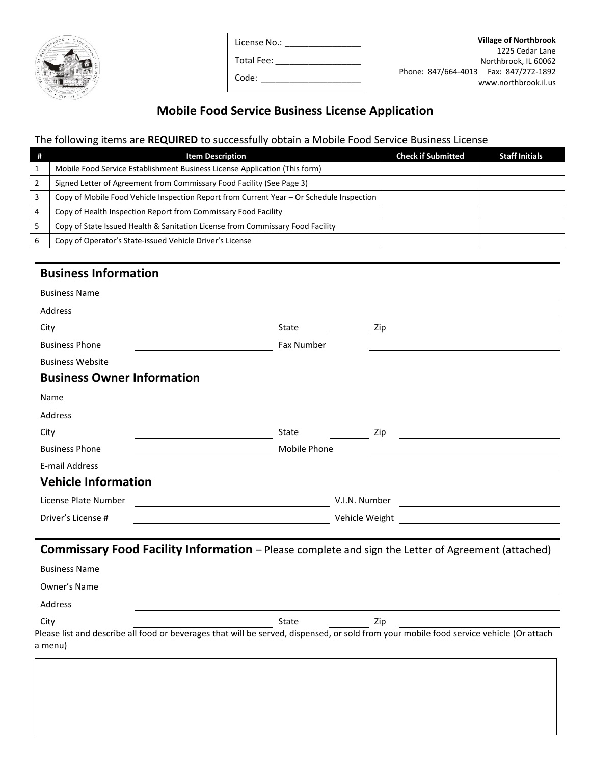License No.: ________________

Total Fee: __________________

Code: _____________________

**Village of Northbrook**
1225 Cedar Lane
Northbrook, IL 60062
Phone: 847/664-4013 Fax: 847/272-1892
www.northbrook.il.us

# Mobile Food Service Business License Application

The following items are **REQUIRED** to successfully obtain a Mobile Food Service Business License

| # | Item Description | Check if Submitted | Staff Initials |
|---|---|---|---|
| 1 | Mobile Food Service Establishment Business License Application (This form) | | |
| 2 | Signed Letter of Agreement from Commissary Food Facility (See Page 3) | | |
| 3 | Copy of Mobile Food Vehicle Inspection Report from Current Year – Or Schedule Inspection | | |
| 4 | Copy of Health Inspection Report from Commissary Food Facility | | |
| 5 | Copy of State Issued Health & Sanitation License from Commissary Food Facility | | |
| 6 | Copy of Operator's State-issued Vehicle Driver's License | | |

## Business Information

Business Name ______________________________________________

Address ______________________________________________

City ____________________ State ________ Zip ____________________

Business Phone ____________________ Fax Number ____________________

Business Website ______________________________________________

## Business Owner Information

Name ______________________________________________

Address ______________________________________________

City ____________________ State ________ Zip ____________________

Business Phone ____________________ Mobile Phone ____________________

E-mail Address ______________________________________________

## Vehicle Information

License Plate Number ____________________ V.I.N. Number ____________________

Driver's License # ____________________ Vehicle Weight ____________________

## Commissary Food Facility Information – Please complete and sign the Letter of Agreement (attached)

Business Name ______________________________________________

Owner's Name ______________________________________________

Address ______________________________________________

City ____________________ State ________ Zip ____________________

Please list and describe all food or beverages that will be served, dispensed, or sold from your mobile food service vehicle (Or attach a menu)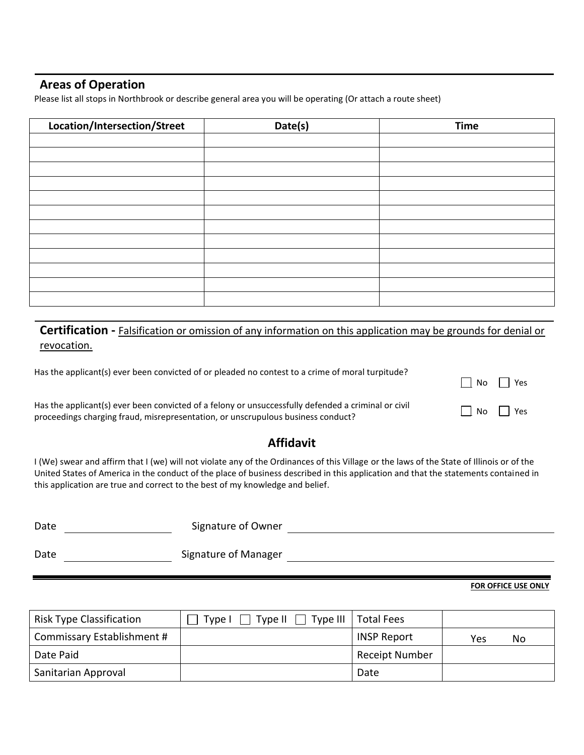## Areas of Operation

Please list all stops in Northbrook or describe general area you will be operating (Or attach a route sheet)

| Location/Intersection/Street | Date(s) | Time |
|---|---|---|
| | | |
| | | |
| | | |
| | | |
| | | |
| | | |
| | | |
| | | |
| | | |
| | | |
| | | |
| | | |

## Certification - Falsification or omission of any information on this application may be grounds for denial or revocation.

Has the applicant(s) ever been convicted of or pleaded no contest to a crime of moral turpitude? ☐ No ☐ Yes

Has the applicant(s) ever been convicted of a felony or unsuccessfully defended a criminal or civil proceedings charging fraud, misrepresentation, or unscrupulous business conduct? ☐ No ☐ Yes

### Affidavit

I (We) swear and affirm that I (we) will not violate any of the Ordinances of this Village or the laws of the State of Illinois or of the United States of America in the conduct of the place of business described in this application and that the statements contained in this application are true and correct to the best of my knowledge and belief.

Date ____________________ Signature of Owner ________________________________________

Date ____________________ Signature of Manager ________________________________________

**FOR OFFICE USE ONLY**

| Risk Type Classification | ☐ Type I ☐ Type II ☐ Type III | Total Fees | |
|---|---|---|---|
| Commissary Establishment # | | INSP Report | Yes No |
| Date Paid | | Receipt Number | |
| Sanitarian Approval | | Date | |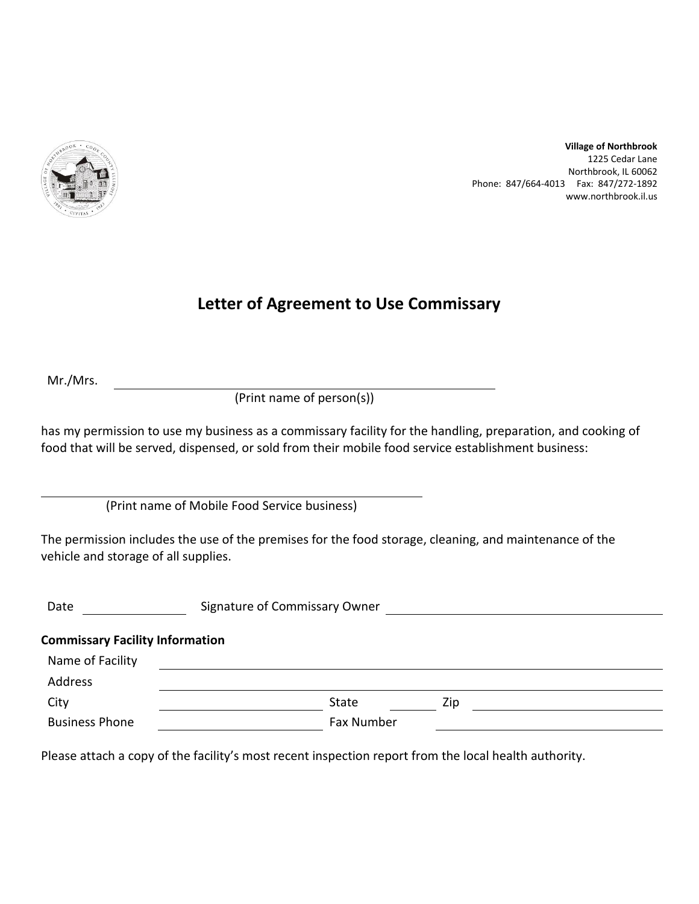**Village of Northbrook**
1225 Cedar Lane
Northbrook, IL 60062
Phone: 847/664-4013 Fax: 847/272-1892
www.northbrook.il.us

# Letter of Agreement to Use Commissary

Mr./Mrs. ______________________________________________
(Print name of person(s))

has my permission to use my business as a commissary facility for the handling, preparation, and cooking of food that will be served, dispensed, or sold from their mobile food service establishment business:

______________________________________________
(Print name of Mobile Food Service business)

The permission includes the use of the premises for the food storage, cleaning, and maintenance of the vehicle and storage of all supplies.

Date ______________ Signature of Commissary Owner ______________________________________

**Commissary Facility Information**

| | | | | | |
|---|---|---|---|---|---|
| Name of Facility | | | | | |
| Address | | | | | |
| City | | State | | Zip | |
| Business Phone | | Fax Number | | | |

Please attach a copy of the facility's most recent inspection report from the local health authority.